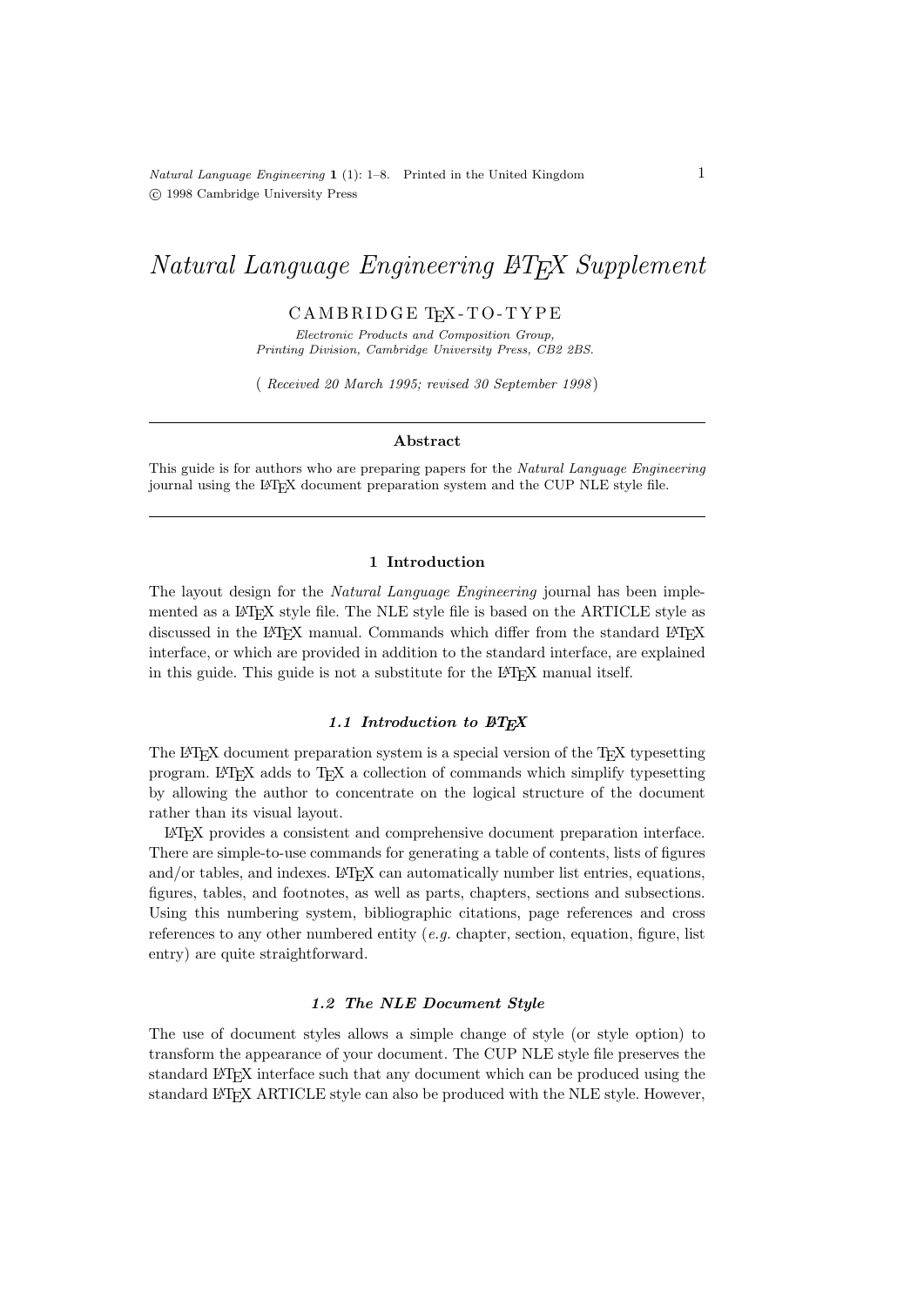# *Natural Language Engineering LaTeX Supplement*

CAMBRIDGE TEX-TO-TYPE

*Electronic Products and Composition Group,*
*Printing Division, Cambridge University Press, CB2 2BS.*

( *Received 20 March 1995; revised 30 September 1998*)

---

**Abstract**

This guide is for authors who are preparing papers for the *Natural Language Engineering* journal using the LaTeX document preparation system and the CUP NLE style file.

---

## 1 Introduction

The layout design for the *Natural Language Engineering* journal has been implemented as a LaTeX style file. The NLE style file is based on the ARTICLE style as discussed in the LaTeX manual. Commands which differ from the standard LaTeX interface, or which are provided in addition to the standard interface, are explained in this guide. This guide is not a substitute for the LaTeX manual itself.

### *1.1 Introduction to LaTeX*

The LaTeX document preparation system is a special version of the TeX typesetting program. LaTeX adds to TeX a collection of commands which simplify typesetting by allowing the author to concentrate on the logical structure of the document rather than its visual layout.

LaTeX provides a consistent and comprehensive document preparation interface. There are simple-to-use commands for generating a table of contents, lists of figures and/or tables, and indexes. LaTeX can automatically number list entries, equations, figures, tables, and footnotes, as well as parts, chapters, sections and subsections. Using this numbering system, bibliographic citations, page references and cross references to any other numbered entity (*e.g.* chapter, section, equation, figure, list entry) are quite straightforward.

### *1.2 The NLE Document Style*

The use of document styles allows a simple change of style (or style option) to transform the appearance of your document. The CUP NLE style file preserves the standard LaTeX interface such that any document which can be produced using the standard LaTeX ARTICLE style can also be produced with the NLE style. However,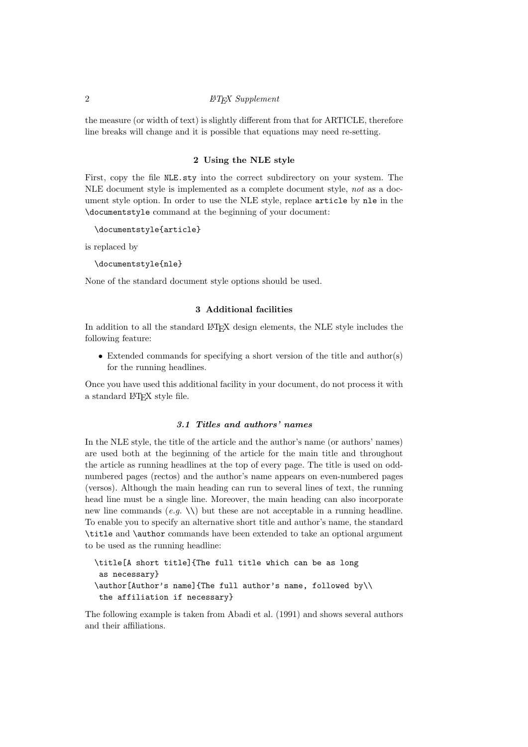the measure (or width of text) is slightly different from that for ARTICLE, therefore line breaks will change and it is possible that equations may need re-setting.

## 2 Using the NLE style

First, copy the file `NLE.sty` into the correct subdirectory on your system. The NLE document style is implemented as a complete document style, *not* as a document style option. In order to use the NLE style, replace `article` by `nle` in the `\documentstyle` command at the beginning of your document:

```
\documentstyle{article}
```

is replaced by

```
\documentstyle{nle}
```

None of the standard document style options should be used.

## 3 Additional facilities

In addition to all the standard LaTeX design elements, the NLE style includes the following feature:

- Extended commands for specifying a short version of the title and author(s) for the running headlines.

Once you have used this additional facility in your document, do not process it with a standard LaTeX style file.

### *3.1 Titles and authors' names*

In the NLE style, the title of the article and the author's name (or authors' names) are used both at the beginning of the article for the main title and throughout the article as running headlines at the top of every page. The title is used on odd-numbered pages (rectos) and the author's name appears on even-numbered pages (versos). Although the main heading can run to several lines of text, the running head line must be a single line. Moreover, the main heading can also incorporate new line commands (*e.g.* `\\`) but these are not acceptable in a running headline. To enable you to specify an alternative short title and author's name, the standard `\title` and `\author` commands have been extended to take an optional argument to be used as the running headline:

```
\title[A short title]{The full title which can be as long
 as necessary}
\author[Author's name]{The full author's name, followed by\\
 the affiliation if necessary}
```

The following example is taken from Abadi et al. (1991) and shows several authors and their affiliations.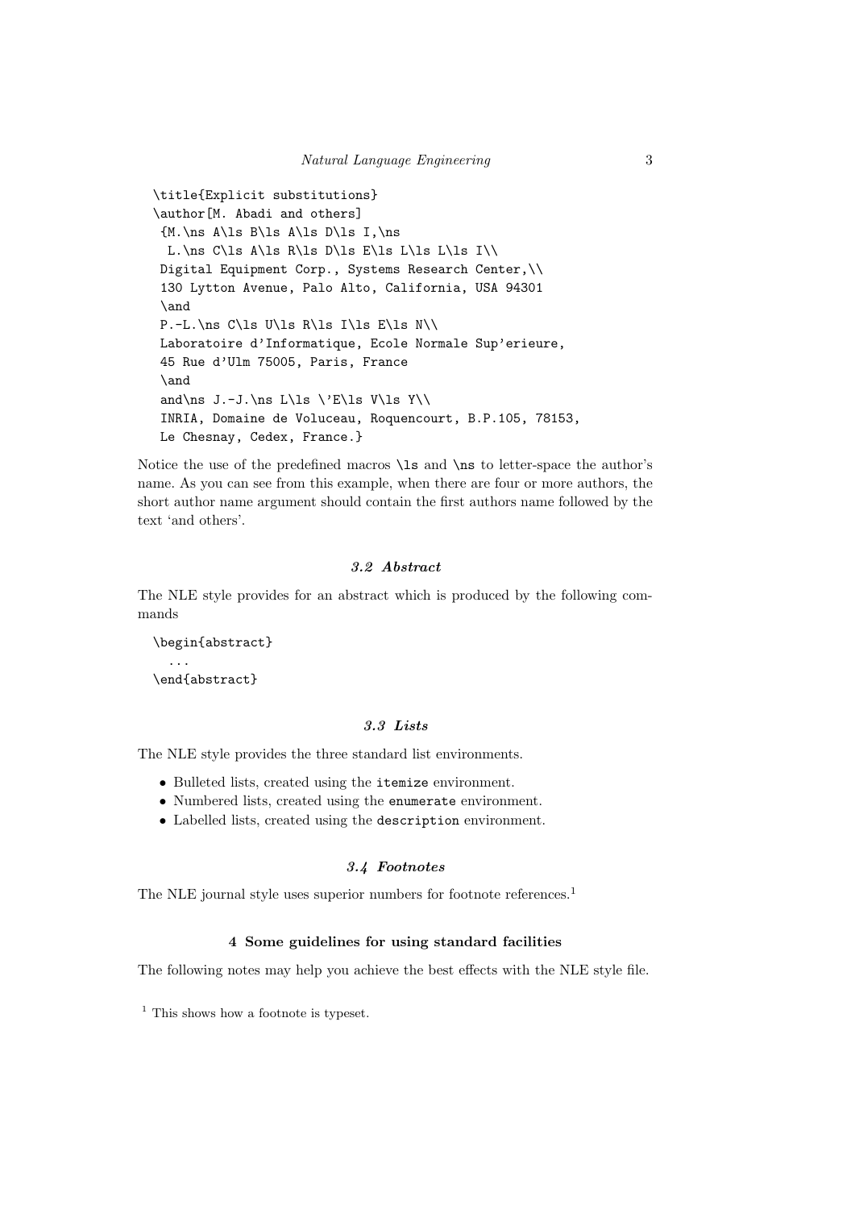```
\title{Explicit substitutions}
\author[M. Abadi and others]
 {M.\ns A\ls B\ls A\ls D\ls I,\ns
  L.\ns C\ls A\ls R\ls D\ls E\ls L\ls L\ls I\\
 Digital Equipment Corp., Systems Research Center,\\
 130 Lytton Avenue, Palo Alto, California, USA 94301
 \and
 P.-L.\ns C\ls U\ls R\ls I\ls E\ls N\\
 Laboratoire d'Informatique, Ecole Normale Sup'erieure,
 45 Rue d'Ulm 75005, Paris, France
 \and
 and\ns J.-J.\ns L\ls \'E\ls V\ls Y\\
 INRIA, Domaine de Voluceau, Roquencourt, B.P.105, 78153,
 Le Chesnay, Cedex, France.}
```

Notice the use of the predefined macros `\ls` and `\ns` to letter-space the author's name. As you can see from this example, when there are four or more authors, the short author name argument should contain the first authors name followed by the text 'and others'.

### 3.2 Abstract

The NLE style provides for an abstract which is produced by the following commands

```
\begin{abstract}
  ...
\end{abstract}
```

### 3.3 Lists

The NLE style provides the three standard list environments.

- Bulleted lists, created using the `itemize` environment.
- Numbered lists, created using the `enumerate` environment.
- Labelled lists, created using the `description` environment.

### 3.4 Footnotes

The NLE journal style uses superior numbers for footnote references.[1]

## 4 Some guidelines for using standard facilities

The following notes may help you achieve the best effects with the NLE style file.

[1] This shows how a footnote is typeset.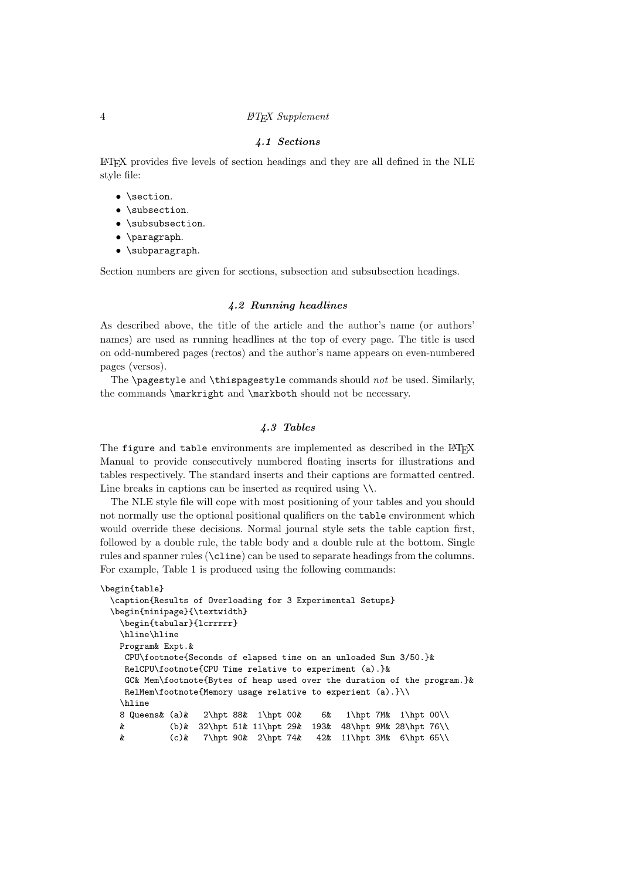### 4.1 Sections

LaTeX provides five levels of section headings and they are all defined in the NLE style file:

- `\section`.
- `\subsection`.
- `\subsubsection`.
- `\paragraph`.
- `\subparagraph`.

Section numbers are given for sections, subsection and subsubsection headings.

### 4.2 Running headlines

As described above, the title of the article and the author's name (or authors' names) are used as running headlines at the top of every page. The title is used on odd-numbered pages (rectos) and the author's name appears on even-numbered pages (versos).

The `\pagestyle` and `\thispagestyle` commands should *not* be used. Similarly, the commands `\markright` and `\markboth` should not be necessary.

### 4.3 Tables

The `figure` and `table` environments are implemented as described in the LaTeX Manual to provide consecutively numbered floating inserts for illustrations and tables respectively. The standard inserts and their captions are formatted centred. Line breaks in captions can be inserted as required using `\\`.

The NLE style file will cope with most positioning of your tables and you should not normally use the optional positional qualifiers on the `table` environment which would override these decisions. Normal journal style sets the table caption first, followed by a double rule, the table body and a double rule at the bottom. Single rules and spanner rules (`\cline`) can be used to separate headings from the columns. For example, Table 1 is produced using the following commands:

```
\begin{table}
  \caption{Results of Overloading for 3 Experimental Setups}
  \begin{minipage}{\textwidth}
    \begin{tabular}{lcrrrrr}
    \hline\hline
    Program& Expt.&
     CPU\footnote{Seconds of elapsed time on an unloaded Sun 3/50.}&
     RelCPU\footnote{CPU Time relative to experiment (a).}&
     GC& Mem\footnote{Bytes of heap used over the duration of the program.}&
     RelMem\footnote{Memory usage relative to experient (a).}\\
    \hline
    8 Queens& (a)&   2\hpt 88&  1\hpt 00&    6&   1\hpt 7M&  1\hpt 00\\
    &         (b)&  32\hpt 51& 11\hpt 29&  193&  48\hpt 9M& 28\hpt 76\\
    &         (c)&   7\hpt 90&  2\hpt 74&   42&  11\hpt 3M&  6\hpt 65\\
```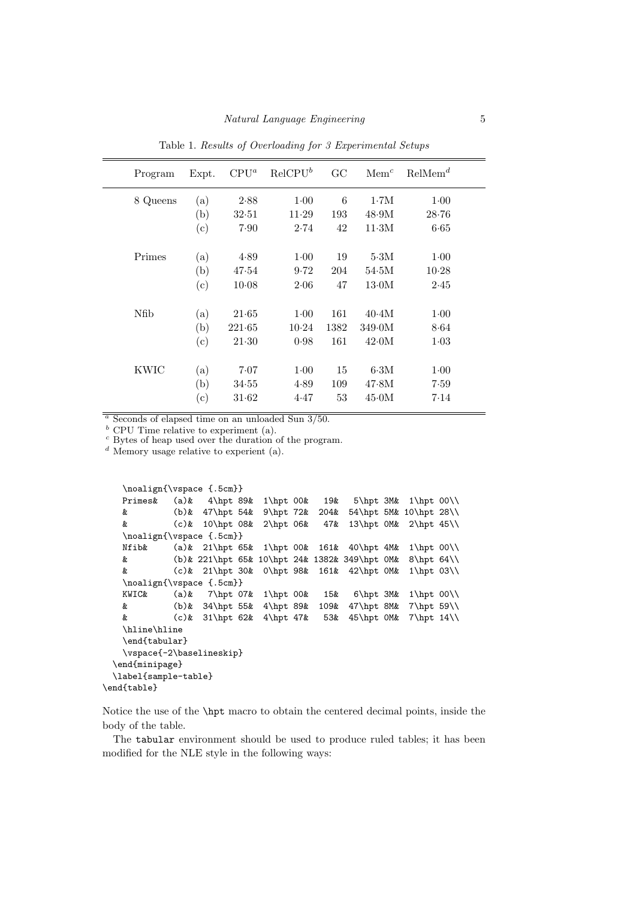Table 1. *Results of Overloading for 3 Experimental Setups*

| Program | Expt. | CPU[a] | RelCPU[b] | GC | Mem[c] | RelMem[d] |
|---|---|---|---|---|---|---|
| 8 Queens | (a) | 2·88 | 1·00 | 6 | 1·7M | 1·00 |
| | (b) | 32·51 | 11·29 | 193 | 48·9M | 28·76 |
| | (c) | 7·90 | 2·74 | 42 | 11·3M | 6·65 |
| Primes | (a) | 4·89 | 1·00 | 19 | 5·3M | 1·00 |
| | (b) | 47·54 | 9·72 | 204 | 54·5M | 10·28 |
| | (c) | 10·08 | 2·06 | 47 | 13·0M | 2·45 |
| Nfib | (a) | 21·65 | 1·00 | 161 | 40·4M | 1·00 |
| | (b) | 221·65 | 10·24 | 1382 | 349·0M | 8·64 |
| | (c) | 21·30 | 0·98 | 161 | 42·0M | 1·03 |
| KWIC | (a) | 7·07 | 1·00 | 15 | 6·3M | 1·00 |
| | (b) | 34·55 | 4·89 | 109 | 47·8M | 7·59 |
| | (c) | 31·62 | 4·47 | 53 | 45·0M | 7·14 |

[a] Seconds of elapsed time on an unloaded Sun 3/50.
[b] CPU Time relative to experiment (a).
[c] Bytes of heap used over the duration of the program.
[d] Memory usage relative to experient (a).

```
    \noalign{\vspace {.5cm}}
    Primes&   (a)&   4\hpt 89&  1\hpt 00&   19&   5\hpt 3M&  1\hpt 00\\
    &         (b)&  47\hpt 54&  9\hpt 72&  204&  54\hpt 5M& 10\hpt 28\\
    &         (c)&  10\hpt 08&  2\hpt 06&   47&  13\hpt 0M&  2\hpt 45\\
    \noalign{\vspace {.5cm}}
    Nfib&     (a)&  21\hpt 65&  1\hpt 00&  161&  40\hpt 4M&  1\hpt 00\\
    &         (b)& 221\hpt 65& 10\hpt 24& 1382& 349\hpt 0M&  8\hpt 64\\
    &         (c)&  21\hpt 30&  0\hpt 98&  161&  42\hpt 0M&  1\hpt 03\\
    \noalign{\vspace {.5cm}}
    KWIC&     (a)&   7\hpt 07&  1\hpt 00&   15&   6\hpt 3M&  1\hpt 00\\
    &         (b)&  34\hpt 55&  4\hpt 89&  109&  47\hpt 8M&  7\hpt 59\\
    &         (c)&  31\hpt 62&  4\hpt 47&   53&  45\hpt 0M&  7\hpt 14\\
    \hline\hline
    \end{tabular}
    \vspace{-2\baselineskip}
  \end{minipage}
  \label{sample-table}
\end{table}
```

Notice the use of the `\hpt` macro to obtain the centered decimal points, inside the body of the table.

The `tabular` environment should be used to produce ruled tables; it has been modified for the NLE style in the following ways: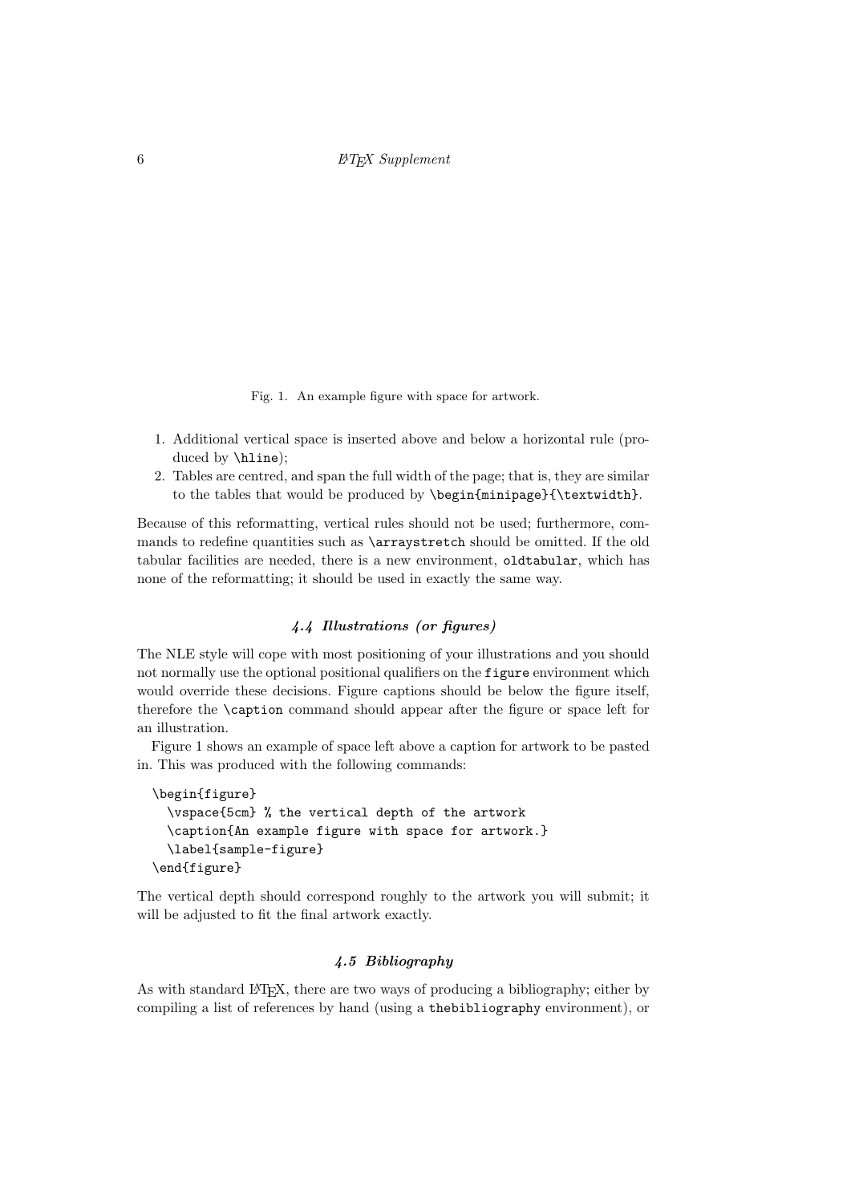Fig. 1. An example figure with space for artwork.

1. Additional vertical space is inserted above and below a horizontal rule (produced by `\hline`);
2. Tables are centred, and span the full width of the page; that is, they are similar to the tables that would be produced by `\begin{minipage}{\textwidth}`.

Because of this reformatting, vertical rules should not be used; furthermore, commands to redefine quantities such as `\arraystretch` should be omitted. If the old tabular facilities are needed, there is a new environment, `oldtabular`, which has none of the reformatting; it should be used in exactly the same way.

### *4.4 Illustrations (or figures)*

The NLE style will cope with most positioning of your illustrations and you should not normally use the optional positional qualifiers on the `figure` environment which would override these decisions. Figure captions should be below the figure itself, therefore the `\caption` command should appear after the figure or space left for an illustration.

Figure 1 shows an example of space left above a caption for artwork to be pasted in. This was produced with the following commands:

```
\begin{figure}
  \vspace{5cm} % the vertical depth of the artwork
  \caption{An example figure with space for artwork.}
  \label{sample-figure}
\end{figure}
```

The vertical depth should correspond roughly to the artwork you will submit; it will be adjusted to fit the final artwork exactly.

### *4.5 Bibliography*

As with standard LaTeX, there are two ways of producing a bibliography; either by compiling a list of references by hand (using a `thebibliography` environment), or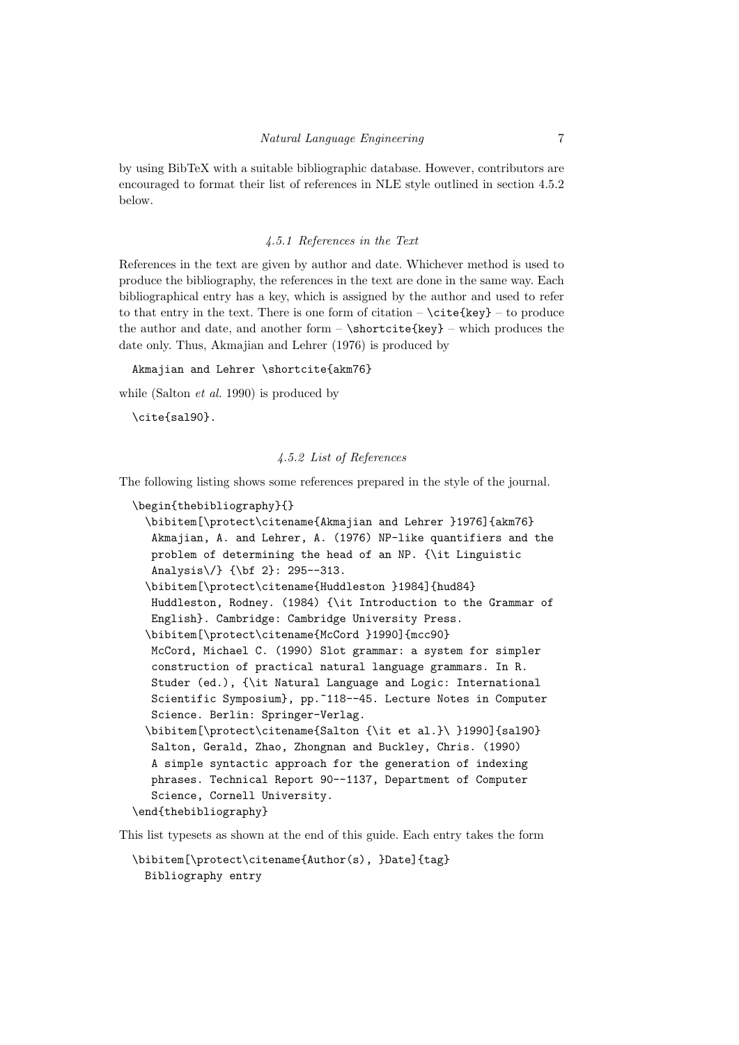by using BibTeX with a suitable bibliographic database. However, contributors are encouraged to format their list of references in NLE style outlined in section 4.5.2 below.

#### *4.5.1 References in the Text*

References in the text are given by author and date. Whichever method is used to produce the bibliography, the references in the text are done in the same way. Each bibliographical entry has a key, which is assigned by the author and used to refer to that entry in the text. There is one form of citation – `\cite{key}` – to produce the author and date, and another form – `\shortcite{key}` – which produces the date only. Thus, Akmajian and Lehrer (1976) is produced by

```
Akmajian and Lehrer \shortcite{akm76}
```

while (Salton *et al.* 1990) is produced by

```
\cite{sal90}.
```

#### *4.5.2 List of References*

The following listing shows some references prepared in the style of the journal.

```
\begin{thebibliography}{}
  \bibitem[\protect\citename{Akmajian and Lehrer }1976]{akm76}
   Akmajian, A. and Lehrer, A. (1976) NP-like quantifiers and the
   problem of determining the head of an NP. {\it Linguistic
   Analysis\/} {\bf 2}: 295--313.
  \bibitem[\protect\citename{Huddleston }1984]{hud84}
   Huddleston, Rodney. (1984) {\it Introduction to the Grammar of
   English}. Cambridge: Cambridge University Press.
  \bibitem[\protect\citename{McCord }1990]{mcc90}
   McCord, Michael C. (1990) Slot grammar: a system for simpler
   construction of practical natural language grammars. In R.
   Studer (ed.), {\it Natural Language and Logic: International
   Scientific Symposium}, pp.~118--45. Lecture Notes in Computer
   Science. Berlin: Springer-Verlag.
  \bibitem[\protect\citename{Salton {\it et al.}\ }1990]{sal90}
   Salton, Gerald, Zhao, Zhongnan and Buckley, Chris. (1990)
   A simple syntactic approach for the generation of indexing
   phrases. Technical Report 90--1137, Department of Computer
   Science, Cornell University.
\end{thebibliography}
```

This list typesets as shown at the end of this guide. Each entry takes the form

```
\bibitem[\protect\citename{Author(s), }Date]{tag}
  Bibliography entry
```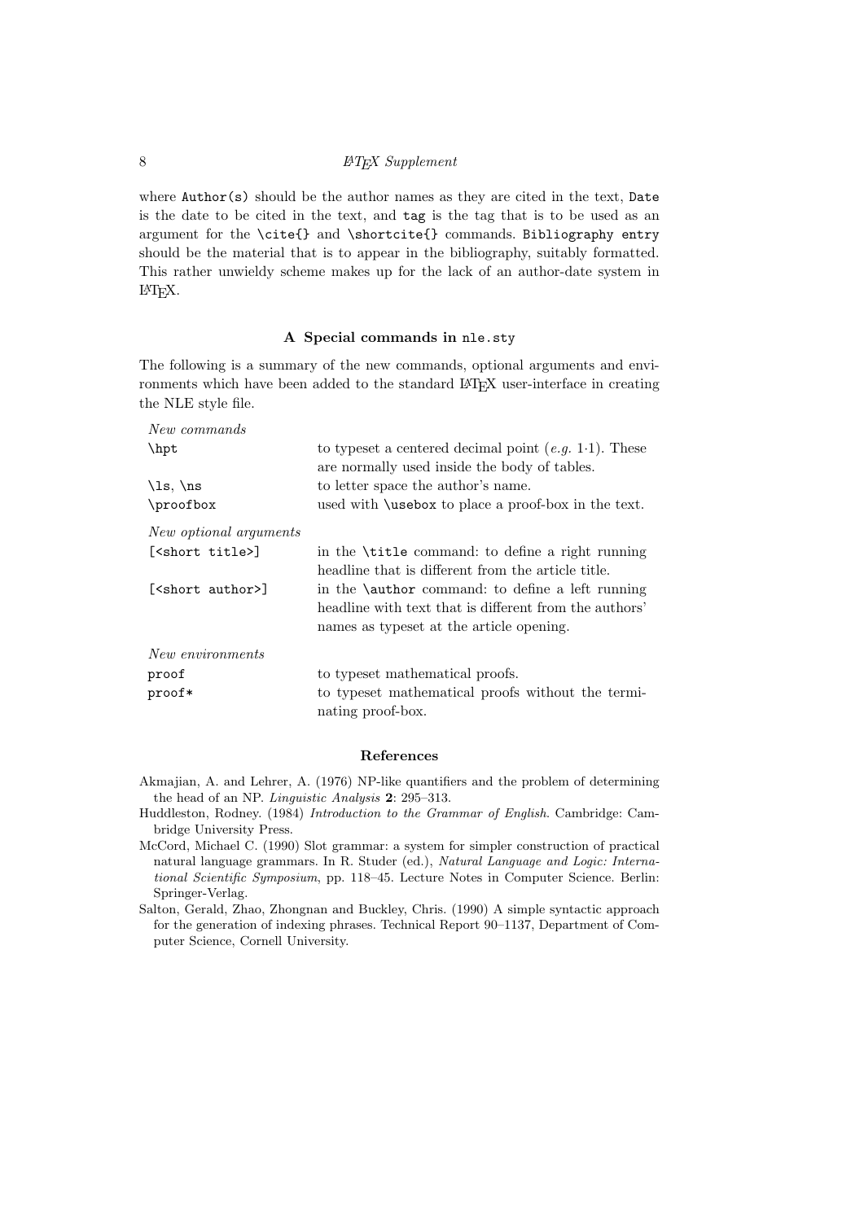where `Author(s)` should be the author names as they are cited in the text, `Date` is the date to be cited in the text, and `tag` is the tag that is to be used as an argument for the `\cite{}` and `\shortcite{}` commands. `Bibliography entry` should be the material that is to appear in the bibliography, suitably formatted. This rather unwieldy scheme makes up for the lack of an author-date system in LaTeX.

## A Special commands in nle.sty

The following is a summary of the new commands, optional arguments and environments which have been added to the standard LaTeX user-interface in creating the NLE style file.

| | |
|---|---|
| *New commands* | |
| `\hpt` | to typeset a centered decimal point (*e.g.* 1·1). These are normally used inside the body of tables. |
| `\ls`, `\ns` | to letter space the author's name. |
| `\proofbox` | used with `\usebox` to place a proof-box in the text. |
| *New optional arguments* | |
| `[<short title>]` | in the `\title` command: to define a right running headline that is different from the article title. |
| `[<short author>]` | in the `\author` command: to define a left running headline with text that is different from the authors' names as typeset at the article opening. |
| *New environments* | |
| `proof` | to typeset mathematical proofs. |
| `proof*` | to typeset mathematical proofs without the terminating proof-box. |

## References

Akmajian, A. and Lehrer, A. (1976) NP-like quantifiers and the problem of determining the head of an NP. *Linguistic Analysis* **2**: 295–313.

Huddleston, Rodney. (1984) *Introduction to the Grammar of English*. Cambridge: Cambridge University Press.

McCord, Michael C. (1990) Slot grammar: a system for simpler construction of practical natural language grammars. In R. Studer (ed.), *Natural Language and Logic: International Scientific Symposium*, pp. 118–45. Lecture Notes in Computer Science. Berlin: Springer-Verlag.

Salton, Gerald, Zhao, Zhongnan and Buckley, Chris. (1990) A simple syntactic approach for the generation of indexing phrases. Technical Report 90–1137, Department of Computer Science, Cornell University.